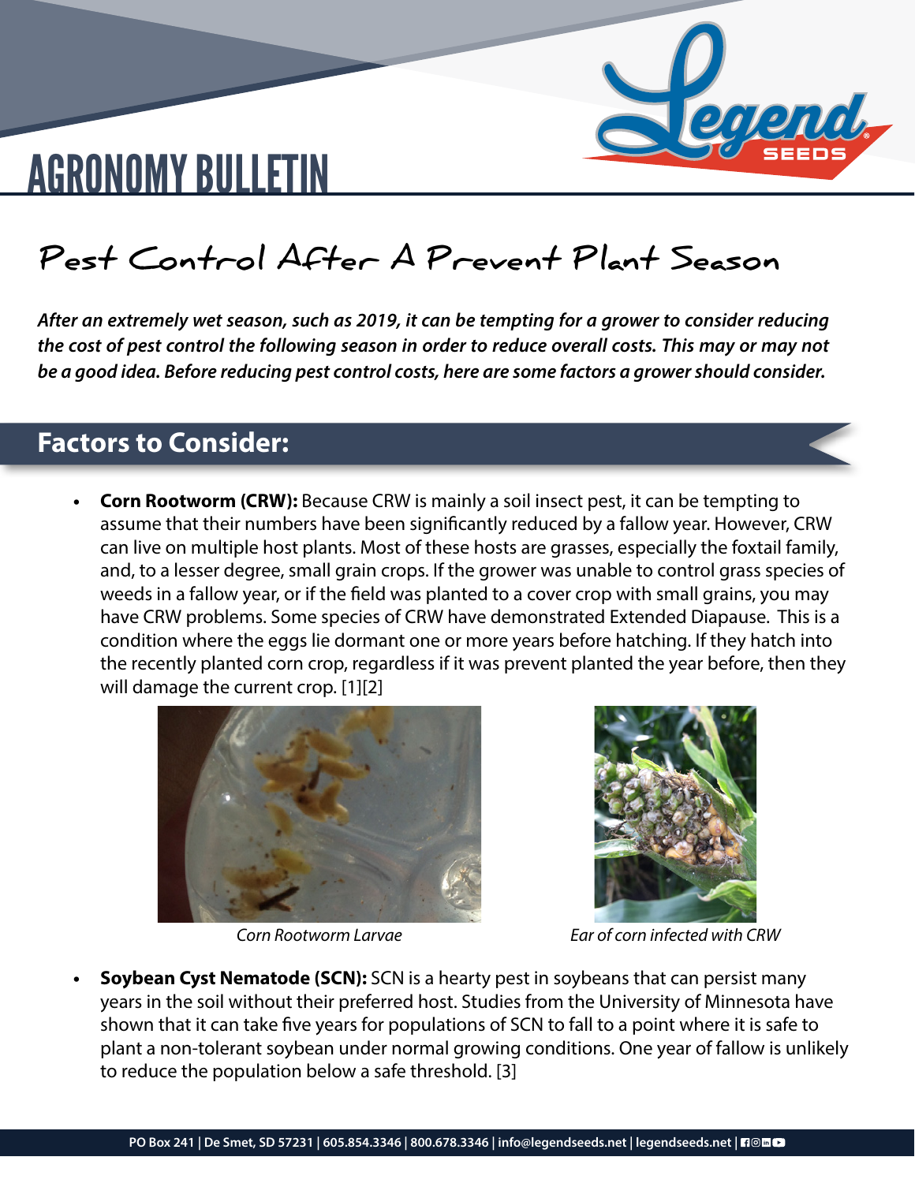# AGRONOMY BULLETIN

## Pest Control After A Prevent Plant Season

***After an extremely wet season, such as 2019, it can be tempting for a grower to consider reducing the cost of pest control the following season in order to reduce overall costs. This may or may not be a good idea. Before reducing pest control costs, here are some factors a grower should consider.***

## Factors to Consider:

- **Corn Rootworm (CRW):** Because CRW is mainly a soil insect pest, it can be tempting to assume that their numbers have been significantly reduced by a fallow year. However, CRW can live on multiple host plants. Most of these hosts are grasses, especially the foxtail family, and, to a lesser degree, small grain crops. If the grower was unable to control grass species of weeds in a fallow year, or if the field was planted to a cover crop with small grains, you may have CRW problems. Some species of CRW have demonstrated Extended Diapause. This is a condition where the eggs lie dormant one or more years before hatching. If they hatch into the recently planted corn crop, regardless if it was prevent planted the year before, then they will damage the current crop. [1][2]

*Corn Rootworm Larvae*

*Ear of corn infected with CRW*

- **Soybean Cyst Nematode (SCN):** SCN is a hearty pest in soybeans that can persist many years in the soil without their preferred host. Studies from the University of Minnesota have shown that it can take five years for populations of SCN to fall to a point where it is safe to plant a non-tolerant soybean under normal growing conditions. One year of fallow is unlikely to reduce the population below a safe threshold. [3]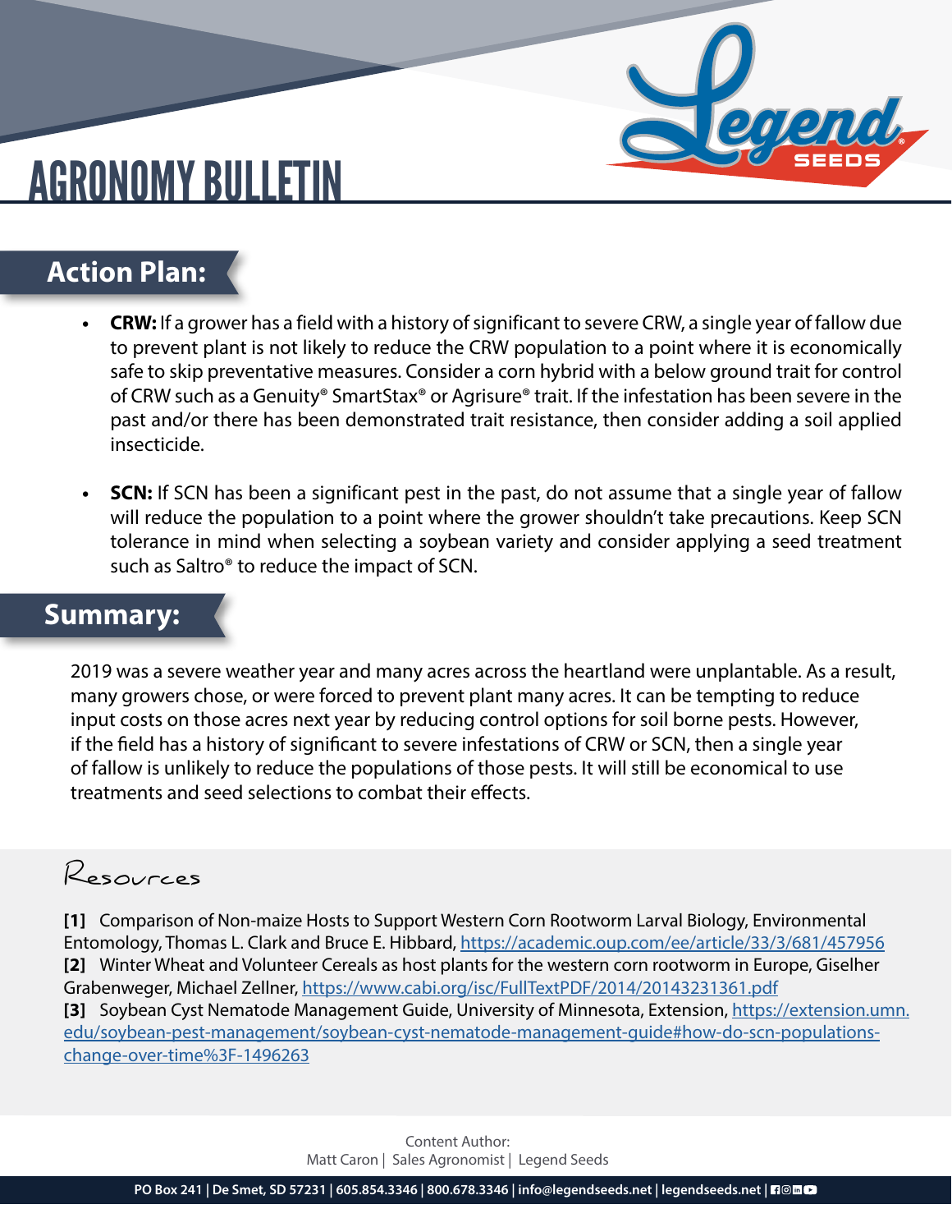# AGRONOMY BULLETIN

## Action Plan:

- **CRW:** If a grower has a field with a history of significant to severe CRW, a single year of fallow due to prevent plant is not likely to reduce the CRW population to a point where it is economically safe to skip preventative measures. Consider a corn hybrid with a below ground trait for control of CRW such as a Genuity® SmartStax® or Agrisure® trait. If the infestation has been severe in the past and/or there has been demonstrated trait resistance, then consider adding a soil applied insecticide.

- **SCN:** If SCN has been a significant pest in the past, do not assume that a single year of fallow will reduce the population to a point where the grower shouldn't take precautions. Keep SCN tolerance in mind when selecting a soybean variety and consider applying a seed treatment such as Saltro® to reduce the impact of SCN.

## Summary:

2019 was a severe weather year and many acres across the heartland were unplantable. As a result, many growers chose, or were forced to prevent plant many acres. It can be tempting to reduce input costs on those acres next year by reducing control options for soil borne pests. However, if the field has a history of significant to severe infestations of CRW or SCN, then a single year of fallow is unlikely to reduce the populations of those pests. It will still be economical to use treatments and seed selections to combat their effects.

## Resources

**[1]** Comparison of Non-maize Hosts to Support Western Corn Rootworm Larval Biology, Environmental Entomology, Thomas L. Clark and Bruce E. Hibbard, https://academic.oup.com/ee/article/33/3/681/457956
**[2]** Winter Wheat and Volunteer Cereals as host plants for the western corn rootworm in Europe, Giselher Grabenweger, Michael Zellner, https://www.cabi.org/isc/FullTextPDF/2014/20143231361.pdf
**[3]** Soybean Cyst Nematode Management Guide, University of Minnesota, Extension, https://extension.umn.edu/soybean-pest-management/soybean-cyst-nematode-management-guide#how-do-scn-populations-change-over-time%3F-1496263

Content Author:
Matt Caron | Sales Agronomist | Legend Seeds

PO Box 241 | De Smet, SD 57231 | 605.854.3346 | 800.678.3346 | info@legendseeds.net | legendseeds.net